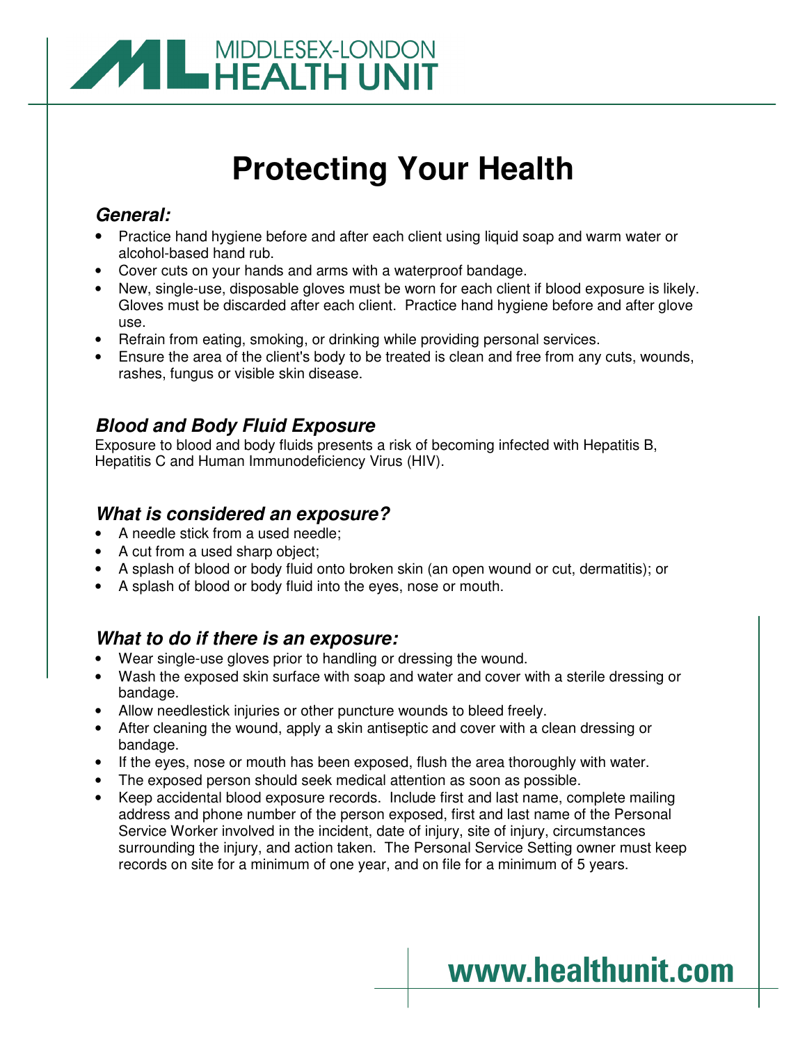MIDDLESEX-LONDON HEALTH UNIT

# Protecting Your Health

### *General:*

- Practice hand hygiene before and after each client using liquid soap and warm water or alcohol-based hand rub.
- Cover cuts on your hands and arms with a waterproof bandage.
- New, single-use, disposable gloves must be worn for each client if blood exposure is likely. Gloves must be discarded after each client. Practice hand hygiene before and after glove use.
- Refrain from eating, smoking, or drinking while providing personal services.
- Ensure the area of the client's body to be treated is clean and free from any cuts, wounds, rashes, fungus or visible skin disease.

### *Blood and Body Fluid Exposure*

Exposure to blood and body fluids presents a risk of becoming infected with Hepatitis B, Hepatitis C and Human Immunodeficiency Virus (HIV).

### *What is considered an exposure?*

- A needle stick from a used needle;
- A cut from a used sharp object;
- A splash of blood or body fluid onto broken skin (an open wound or cut, dermatitis); or
- A splash of blood or body fluid into the eyes, nose or mouth.

### *What to do if there is an exposure:*

- Wear single-use gloves prior to handling or dressing the wound.
- Wash the exposed skin surface with soap and water and cover with a sterile dressing or bandage.
- Allow needlestick injuries or other puncture wounds to bleed freely.
- After cleaning the wound, apply a skin antiseptic and cover with a clean dressing or bandage.
- If the eyes, nose or mouth has been exposed, flush the area thoroughly with water.
- The exposed person should seek medical attention as soon as possible.
- Keep accidental blood exposure records. Include first and last name, complete mailing address and phone number of the person exposed, first and last name of the Personal Service Worker involved in the incident, date of injury, site of injury, circumstances surrounding the injury, and action taken. The Personal Service Setting owner must keep records on site for a minimum of one year, and on file for a minimum of 5 years.

www.healthunit.com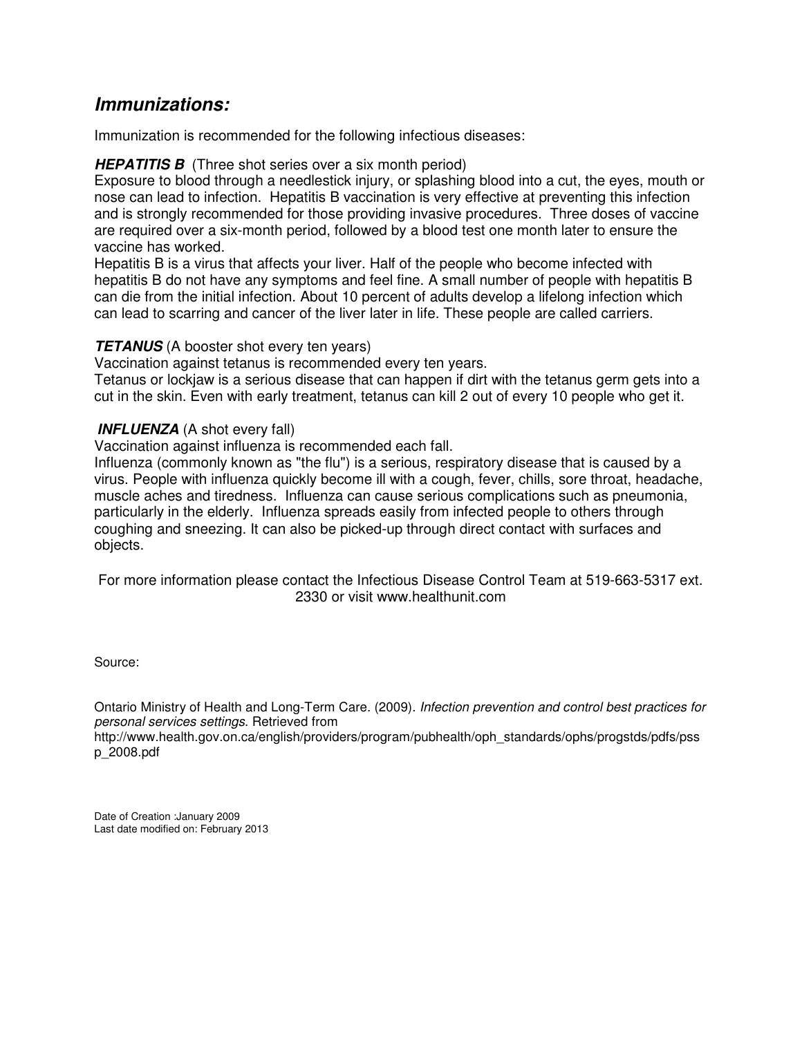## ***Immunizations:***

Immunization is recommended for the following infectious diseases:

***HEPATITIS B*** (Three shot series over a six month period)
Exposure to blood through a needlestick injury, or splashing blood into a cut, the eyes, mouth or nose can lead to infection. Hepatitis B vaccination is very effective at preventing this infection and is strongly recommended for those providing invasive procedures. Three doses of vaccine are required over a six-month period, followed by a blood test one month later to ensure the vaccine has worked.
Hepatitis B is a virus that affects your liver. Half of the people who become infected with hepatitis B do not have any symptoms and feel fine. A small number of people with hepatitis B can die from the initial infection. About 10 percent of adults develop a lifelong infection which can lead to scarring and cancer of the liver later in life. These people are called carriers.

***TETANUS*** (A booster shot every ten years)
Vaccination against tetanus is recommended every ten years.
Tetanus or lockjaw is a serious disease that can happen if dirt with the tetanus germ gets into a cut in the skin. Even with early treatment, tetanus can kill 2 out of every 10 people who get it.

***INFLUENZA*** (A shot every fall)
Vaccination against influenza is recommended each fall.
Influenza (commonly known as "the flu") is a serious, respiratory disease that is caused by a virus. People with influenza quickly become ill with a cough, fever, chills, sore throat, headache, muscle aches and tiredness. Influenza can cause serious complications such as pneumonia, particularly in the elderly. Influenza spreads easily from infected people to others through coughing and sneezing. It can also be picked-up through direct contact with surfaces and objects.

For more information please contact the Infectious Disease Control Team at 519-663-5317 ext. 2330 or visit www.healthunit.com

Source:

Ontario Ministry of Health and Long-Term Care. (2009). *Infection prevention and control best practices for personal services settings*. Retrieved from http://www.health.gov.on.ca/english/providers/program/pubhealth/oph_standards/ophs/progstds/pdfs/pssp_2008.pdf

Date of Creation :January 2009
Last date modified on: February 2013